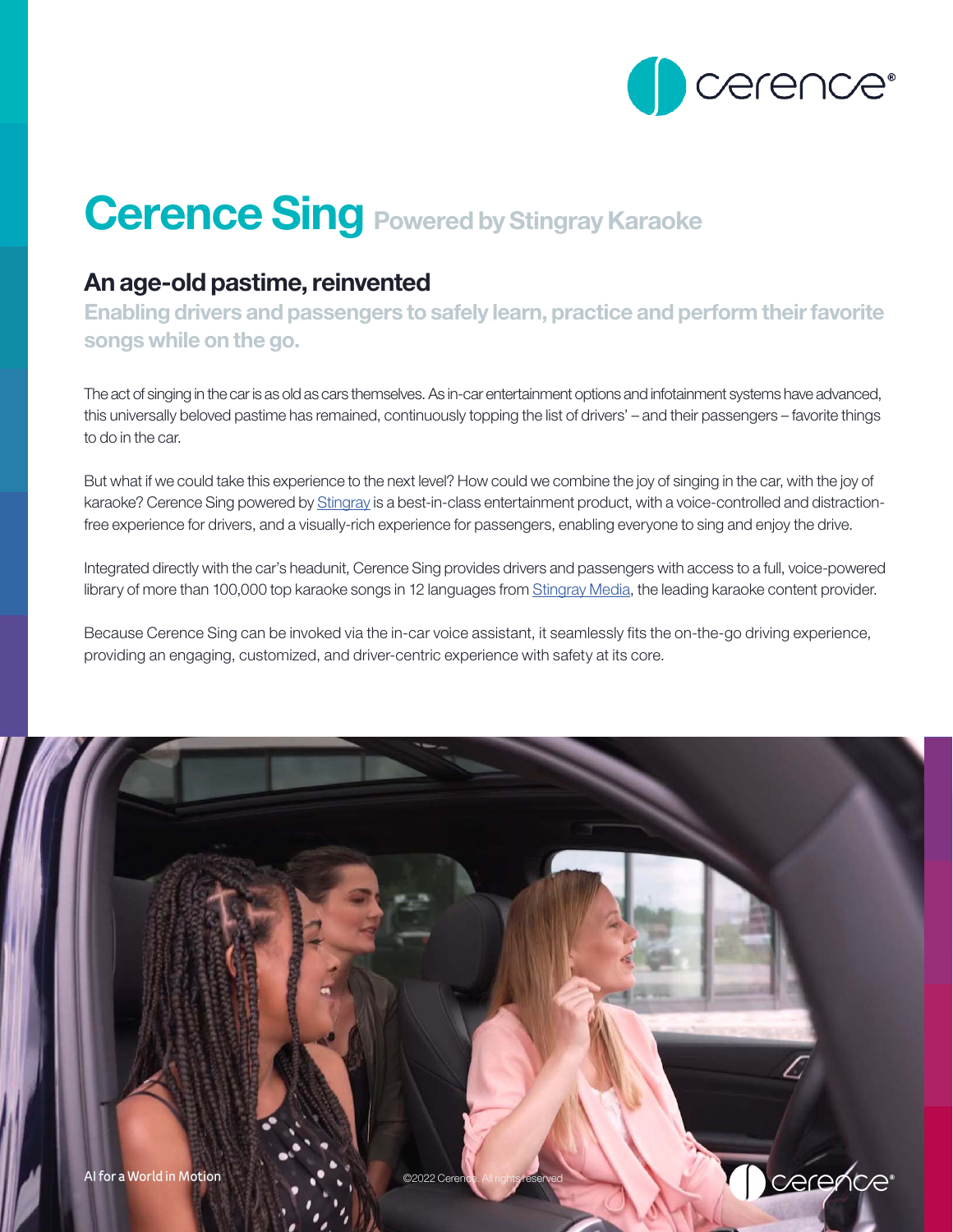# Cerence Sing Powered by Stingray Karaoke

## An age-old pastime, reinvented

**Enabling drivers and passengers to safely learn, practice and perform their favorite songs while on the go.**

The act of singing in the car is as old as cars themselves. As in-car entertainment options and infotainment systems have advanced, this universally beloved pastime has remained, continuously topping the list of drivers' – and their passengers – favorite things to do in the car.

But what if we could take this experience to the next level? How could we combine the joy of singing in the car, with the joy of karaoke? Cerence Sing powered by Stingray is a best-in-class entertainment product, with a voice-controlled and distraction-free experience for drivers, and a visually-rich experience for passengers, enabling everyone to sing and enjoy the drive.

Integrated directly with the car's headunit, Cerence Sing provides drivers and passengers with access to a full, voice-powered library of more than 100,000 top karaoke songs in 12 languages from Stingray Media, the leading karaoke content provider.

Because Cerence Sing can be invoked via the in-car voice assistant, it seamlessly fits the on-the-go driving experience, providing an engaging, customized, and driver-centric experience with safety at its core.

AI for a World in Motion

©2022 Cerence. All rights reserved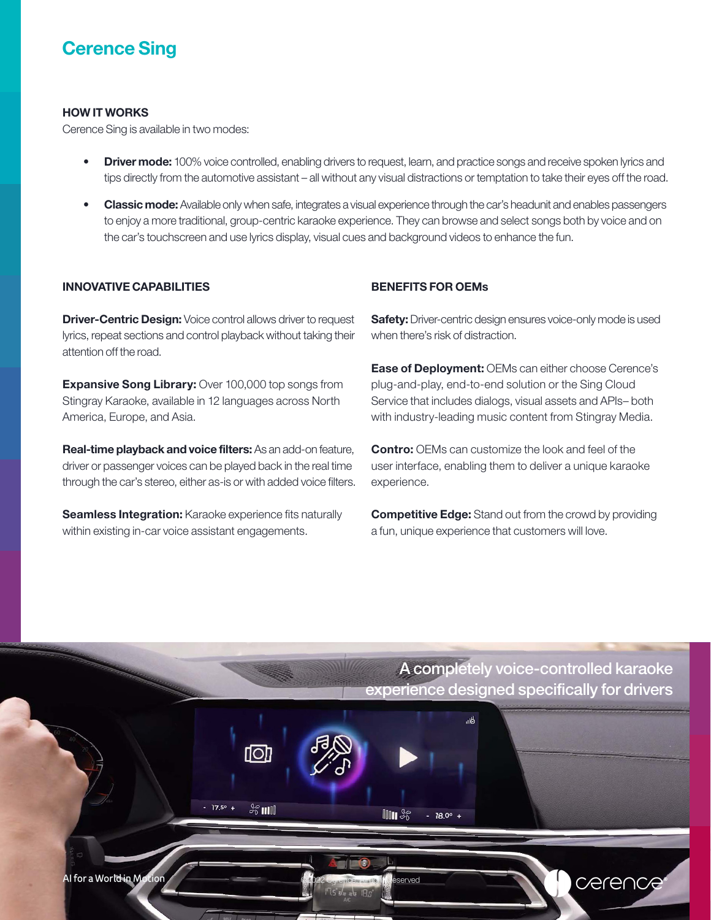# Cerence Sing

### HOW IT WORKS

Cerence Sing is available in two modes:

- **Driver mode:** 100% voice controlled, enabling drivers to request, learn, and practice songs and receive spoken lyrics and tips directly from the automotive assistant – all without any visual distractions or temptation to take their eyes off the road.
- **Classic mode:** Available only when safe, integrates a visual experience through the car's headunit and enables passengers to enjoy a more traditional, group-centric karaoke experience. They can browse and select songs both by voice and on the car's touchscreen and use lyrics display, visual cues and background videos to enhance the fun.

### INNOVATIVE CAPABILITIES

**Driver-Centric Design:** Voice control allows driver to request lyrics, repeat sections and control playback without taking their attention off the road.

**Expansive Song Library:** Over 100,000 top songs from Stingray Karaoke, available in 12 languages across North America, Europe, and Asia.

**Real-time playback and voice filters:** As an add-on feature, driver or passenger voices can be played back in the real time through the car's stereo, either as-is or with added voice filters.

**Seamless Integration:** Karaoke experience fits naturally within existing in-car voice assistant engagements.

### BENEFITS FOR OEMs

**Safety:** Driver-centric design ensures voice-only mode is used when there's risk of distraction.

**Ease of Deployment:** OEMs can either choose Cerence's plug-and-play, end-to-end solution or the Sing Cloud Service that includes dialogs, visual assets and APIs– both with industry-leading music content from Stingray Media.

**Contro:** OEMs can customize the look and feel of the user interface, enabling them to deliver a unique karaoke experience.

**Competitive Edge:** Stand out from the crowd by providing a fun, unique experience that customers will love.

A completely voice-controlled karaoke experience designed specifically for drivers

AI for a World in Motion

© 2022 Cerence. All rights reserved

cerence